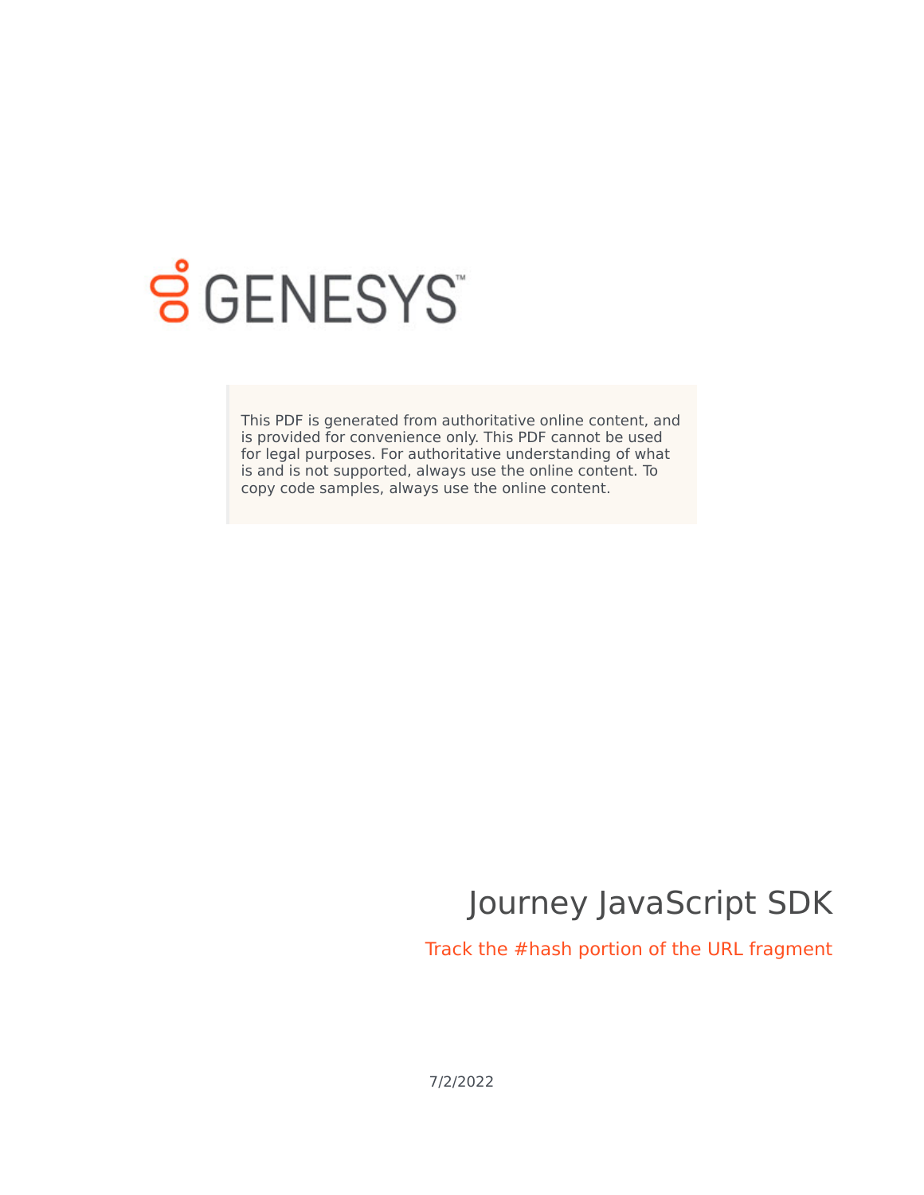GENESYS

This PDF is generated from authoritative online content, and is provided for convenience only. This PDF cannot be used for legal purposes. For authoritative understanding of what is and is not supported, always use the online content. To copy code samples, always use the online content.

# Journey JavaScript SDK

## Track the #hash portion of the URL fragment

7/2/2022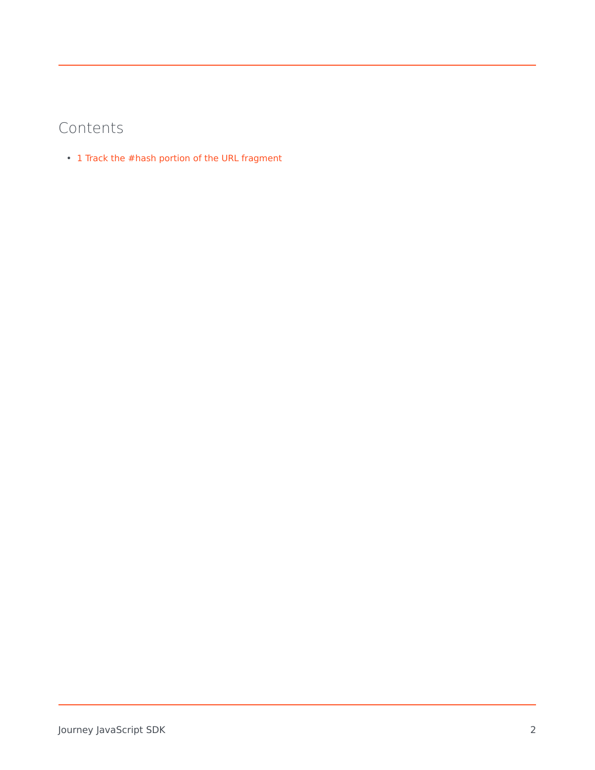## Contents

- 1 Track the #hash portion of the URL fragment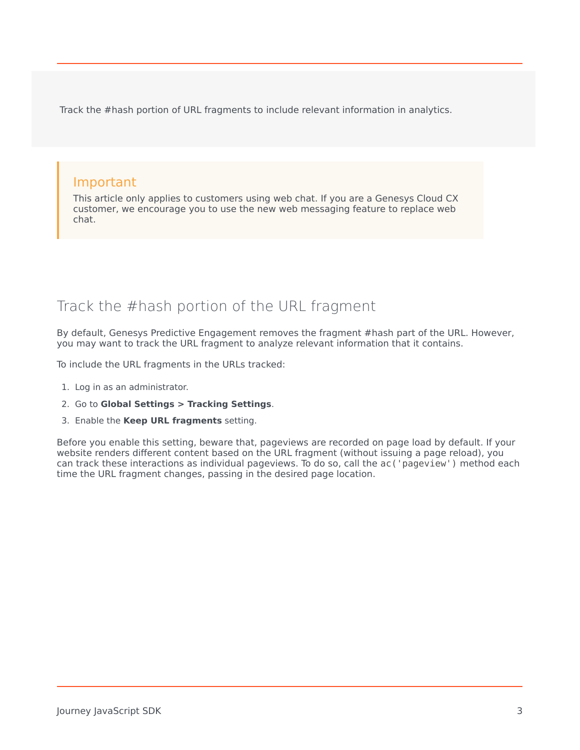Track the #hash portion of URL fragments to include relevant information in analytics.

> **Important**
>
> This article only applies to customers using web chat. If you are a Genesys Cloud CX customer, we encourage you to use the new web messaging feature to replace web chat.

## Track the #hash portion of the URL fragment

By default, Genesys Predictive Engagement removes the fragment #hash part of the URL. However, you may want to track the URL fragment to analyze relevant information that it contains.

To include the URL fragments in the URLs tracked:

1. Log in as an administrator.
2. Go to **Global Settings > Tracking Settings**.
3. Enable the **Keep URL fragments** setting.

Before you enable this setting, beware that, pageviews are recorded on page load by default. If your website renders different content based on the URL fragment (without issuing a page reload), you can track these interactions as individual pageviews. To do so, call the `ac('pageview')` method each time the URL fragment changes, passing in the desired page location.